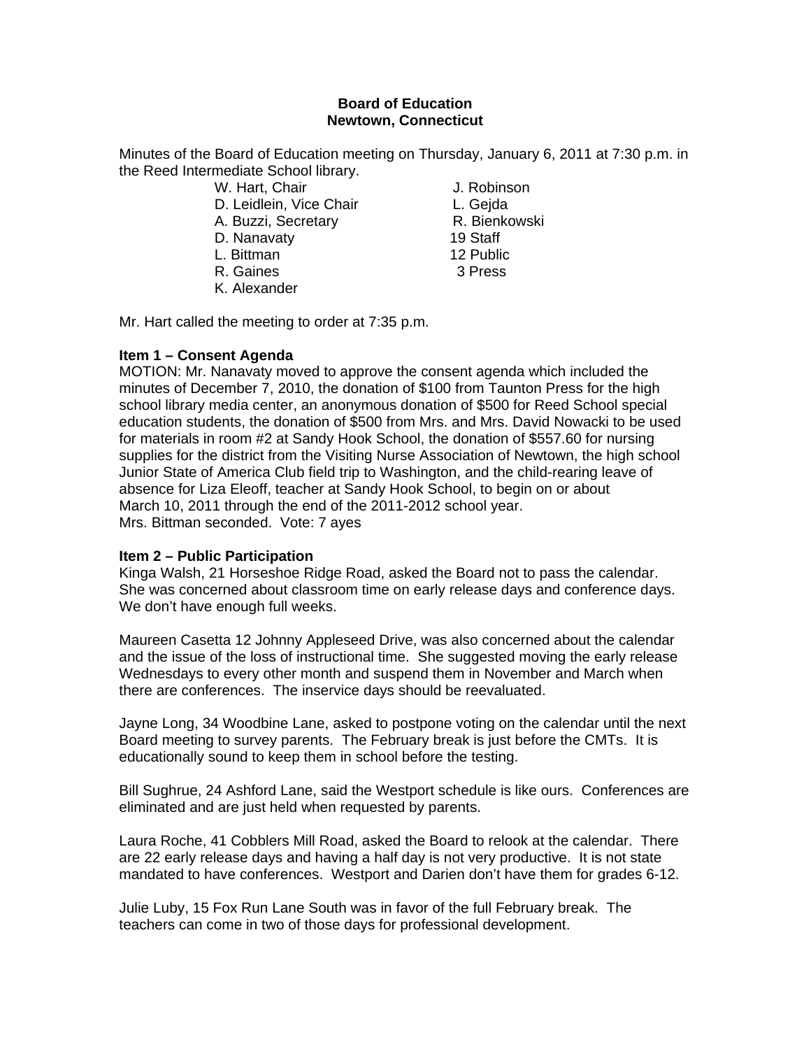**Board of Education**
**Newtown, Connecticut**

Minutes of the Board of Education meeting on Thursday, January 6, 2011 at 7:30 p.m. in the Reed Intermediate School library.

| | |
|---|---|
| W. Hart, Chair | J. Robinson |
| D. Leidlein, Vice Chair | L. Gejda |
| A. Buzzi, Secretary | R. Bienkowski |
| D. Nanavaty | 19 Staff |
| L. Bittman | 12 Public |
| R. Gaines | 3 Press |
| K. Alexander | |

Mr. Hart called the meeting to order at 7:35 p.m.

**Item 1 – Consent Agenda**
MOTION: Mr. Nanavaty moved to approve the consent agenda which included the minutes of December 7, 2010, the donation of $100 from Taunton Press for the high school library media center, an anonymous donation of $500 for Reed School special education students, the donation of $500 from Mrs. and Mrs. David Nowacki to be used for materials in room #2 at Sandy Hook School, the donation of $557.60 for nursing supplies for the district from the Visiting Nurse Association of Newtown, the high school Junior State of America Club field trip to Washington, and the child-rearing leave of absence for Liza Eleoff, teacher at Sandy Hook School, to begin on or about March 10, 2011 through the end of the 2011-2012 school year.
Mrs. Bittman seconded. Vote: 7 ayes

**Item 2 – Public Participation**
Kinga Walsh, 21 Horseshoe Ridge Road, asked the Board not to pass the calendar. She was concerned about classroom time on early release days and conference days. We don't have enough full weeks.

Maureen Casetta 12 Johnny Appleseed Drive, was also concerned about the calendar and the issue of the loss of instructional time. She suggested moving the early release Wednesdays to every other month and suspend them in November and March when there are conferences. The inservice days should be reevaluated.

Jayne Long, 34 Woodbine Lane, asked to postpone voting on the calendar until the next Board meeting to survey parents. The February break is just before the CMTs. It is educationally sound to keep them in school before the testing.

Bill Sughrue, 24 Ashford Lane, said the Westport schedule is like ours. Conferences are eliminated and are just held when requested by parents.

Laura Roche, 41 Cobblers Mill Road, asked the Board to relook at the calendar. There are 22 early release days and having a half day is not very productive. It is not state mandated to have conferences. Westport and Darien don't have them for grades 6-12.

Julie Luby, 15 Fox Run Lane South was in favor of the full February break. The teachers can come in two of those days for professional development.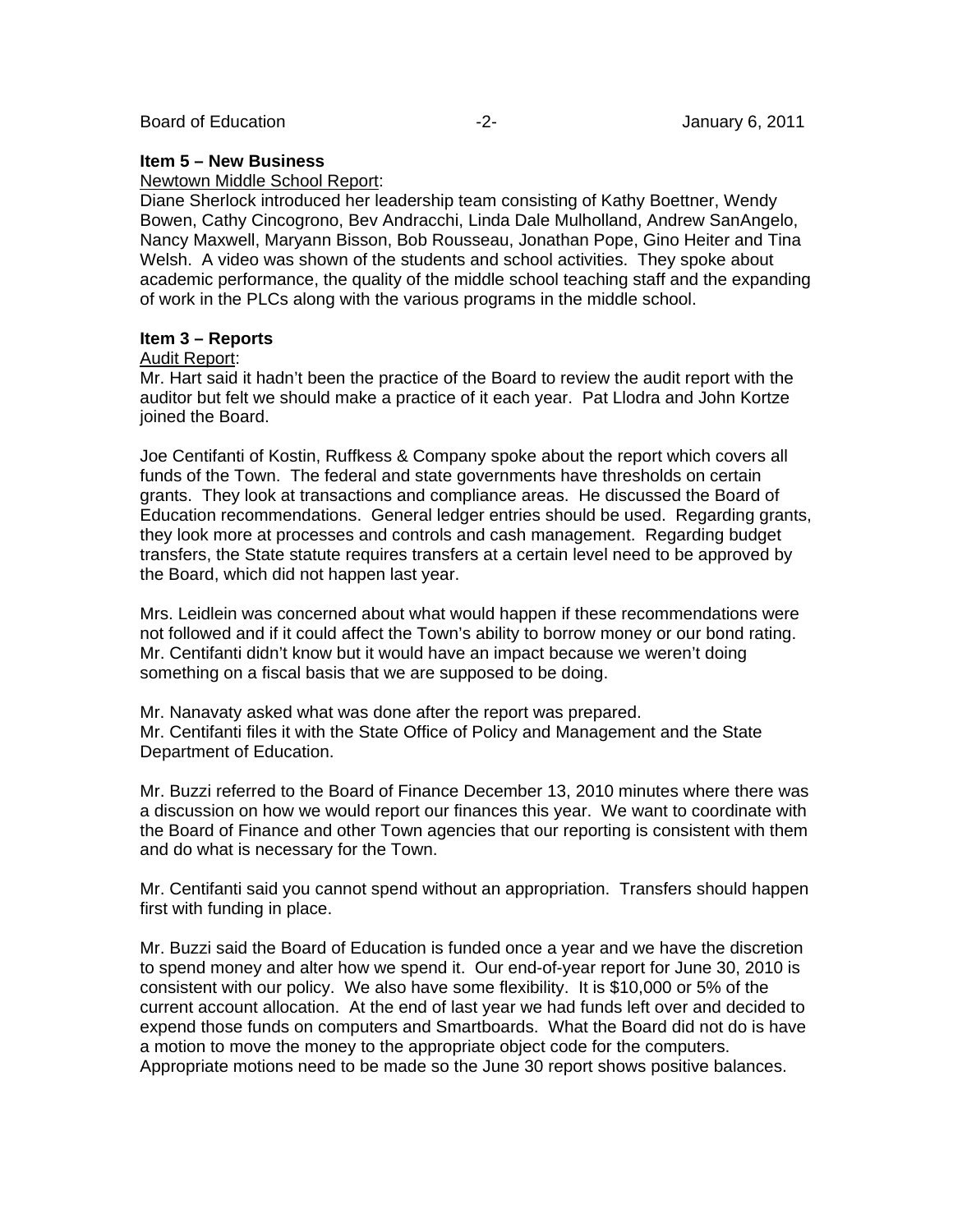**Item 5 – New Business**

Newtown Middle School Report:

Diane Sherlock introduced her leadership team consisting of Kathy Boettner, Wendy Bowen, Cathy Cincogrono, Bev Andracchi, Linda Dale Mulholland, Andrew SanAngelo, Nancy Maxwell, Maryann Bisson, Bob Rousseau, Jonathan Pope, Gino Heiter and Tina Welsh. A video was shown of the students and school activities. They spoke about academic performance, the quality of the middle school teaching staff and the expanding of work in the PLCs along with the various programs in the middle school.

**Item 3 – Reports**

Audit Report:

Mr. Hart said it hadn't been the practice of the Board to review the audit report with the auditor but felt we should make a practice of it each year. Pat Llodra and John Kortze joined the Board.

Joe Centifanti of Kostin, Ruffkess & Company spoke about the report which covers all funds of the Town. The federal and state governments have thresholds on certain grants. They look at transactions and compliance areas. He discussed the Board of Education recommendations. General ledger entries should be used. Regarding grants, they look more at processes and controls and cash management. Regarding budget transfers, the State statute requires transfers at a certain level need to be approved by the Board, which did not happen last year.

Mrs. Leidlein was concerned about what would happen if these recommendations were not followed and if it could affect the Town's ability to borrow money or our bond rating. Mr. Centifanti didn't know but it would have an impact because we weren't doing something on a fiscal basis that we are supposed to be doing.

Mr. Nanavaty asked what was done after the report was prepared.
Mr. Centifanti files it with the State Office of Policy and Management and the State Department of Education.

Mr. Buzzi referred to the Board of Finance December 13, 2010 minutes where there was a discussion on how we would report our finances this year. We want to coordinate with the Board of Finance and other Town agencies that our reporting is consistent with them and do what is necessary for the Town.

Mr. Centifanti said you cannot spend without an appropriation. Transfers should happen first with funding in place.

Mr. Buzzi said the Board of Education is funded once a year and we have the discretion to spend money and alter how we spend it. Our end-of-year report for June 30, 2010 is consistent with our policy. We also have some flexibility. It is $10,000 or 5% of the current account allocation. At the end of last year we had funds left over and decided to expend those funds on computers and Smartboards. What the Board did not do is have a motion to move the money to the appropriate object code for the computers. Appropriate motions need to be made so the June 30 report shows positive balances.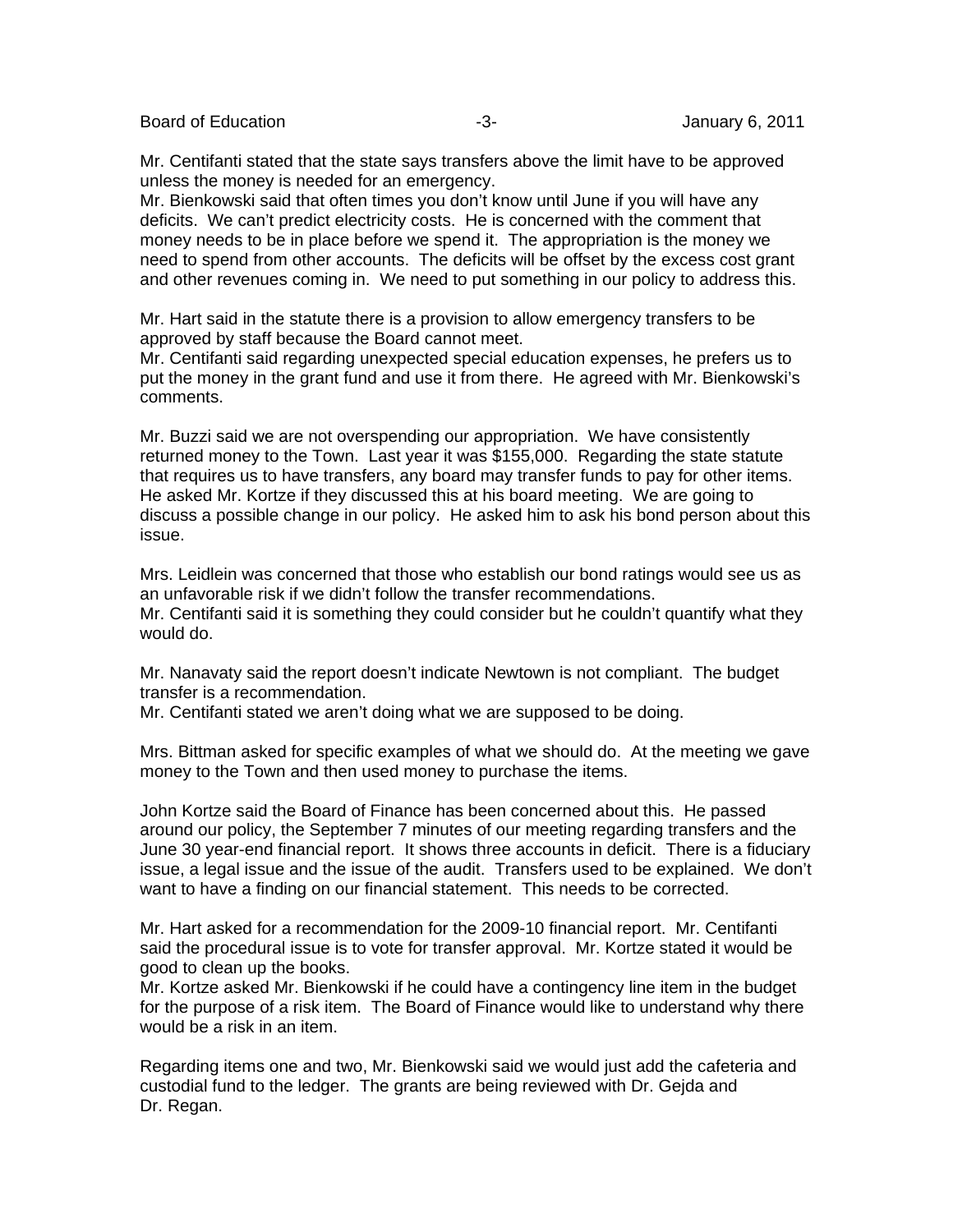Mr. Centifanti stated that the state says transfers above the limit have to be approved unless the money is needed for an emergency.
Mr. Bienkowski said that often times you don't know until June if you will have any deficits. We can't predict electricity costs. He is concerned with the comment that money needs to be in place before we spend it. The appropriation is the money we need to spend from other accounts. The deficits will be offset by the excess cost grant and other revenues coming in. We need to put something in our policy to address this.

Mr. Hart said in the statute there is a provision to allow emergency transfers to be approved by staff because the Board cannot meet.
Mr. Centifanti said regarding unexpected special education expenses, he prefers us to put the money in the grant fund and use it from there. He agreed with Mr. Bienkowski's comments.

Mr. Buzzi said we are not overspending our appropriation. We have consistently returned money to the Town. Last year it was $155,000. Regarding the state statute that requires us to have transfers, any board may transfer funds to pay for other items. He asked Mr. Kortze if they discussed this at his board meeting. We are going to discuss a possible change in our policy. He asked him to ask his bond person about this issue.

Mrs. Leidlein was concerned that those who establish our bond ratings would see us as an unfavorable risk if we didn't follow the transfer recommendations.
Mr. Centifanti said it is something they could consider but he couldn't quantify what they would do.

Mr. Nanavaty said the report doesn't indicate Newtown is not compliant. The budget transfer is a recommendation.
Mr. Centifanti stated we aren't doing what we are supposed to be doing.

Mrs. Bittman asked for specific examples of what we should do. At the meeting we gave money to the Town and then used money to purchase the items.

John Kortze said the Board of Finance has been concerned about this. He passed around our policy, the September 7 minutes of our meeting regarding transfers and the June 30 year-end financial report. It shows three accounts in deficit. There is a fiduciary issue, a legal issue and the issue of the audit. Transfers used to be explained. We don't want to have a finding on our financial statement. This needs to be corrected.

Mr. Hart asked for a recommendation for the 2009-10 financial report. Mr. Centifanti said the procedural issue is to vote for transfer approval. Mr. Kortze stated it would be good to clean up the books.
Mr. Kortze asked Mr. Bienkowski if he could have a contingency line item in the budget for the purpose of a risk item. The Board of Finance would like to understand why there would be a risk in an item.

Regarding items one and two, Mr. Bienkowski said we would just add the cafeteria and custodial fund to the ledger. The grants are being reviewed with Dr. Gejda and Dr. Regan.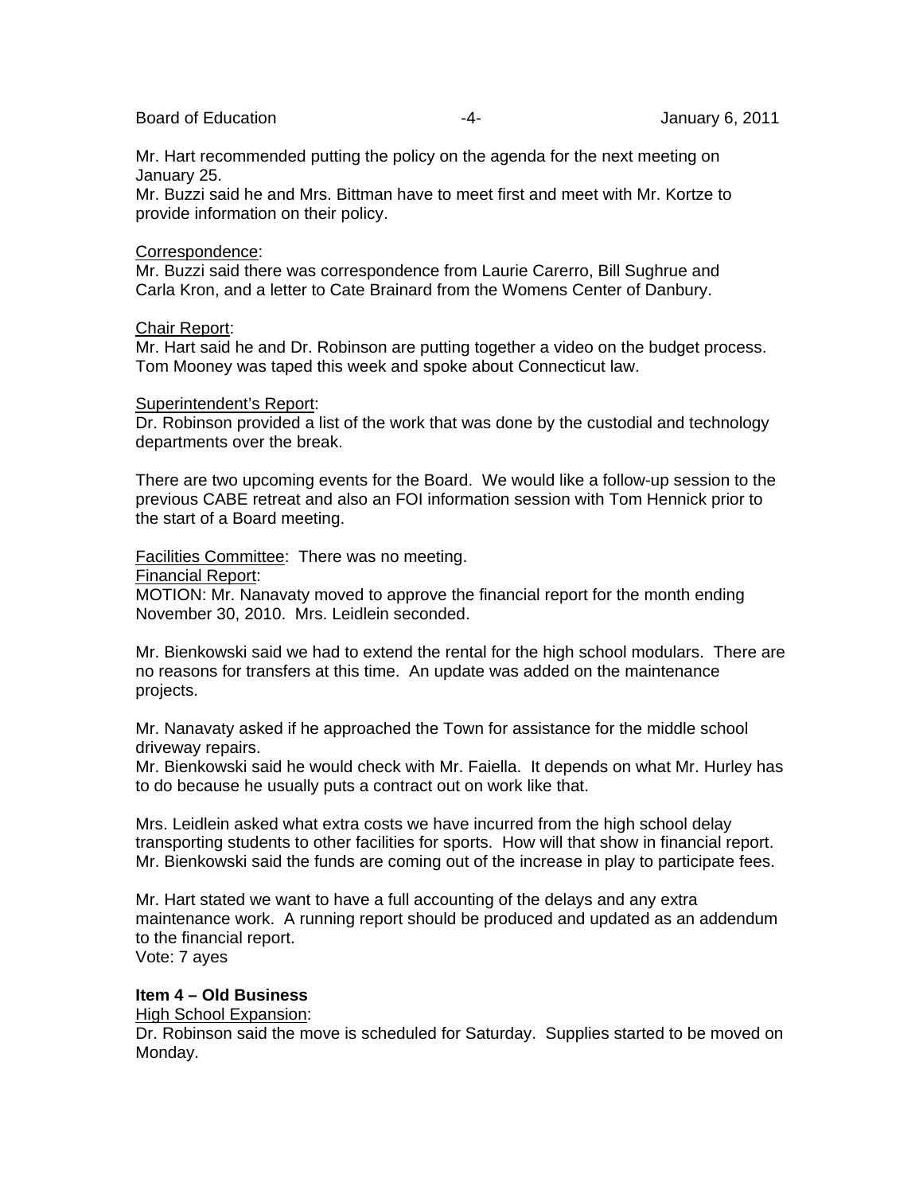Mr. Hart recommended putting the policy on the agenda for the next meeting on January 25.
Mr. Buzzi said he and Mrs. Bittman have to meet first and meet with Mr. Kortze to provide information on their policy.

Correspondence:
Mr. Buzzi said there was correspondence from Laurie Carerro, Bill Sughrue and Carla Kron, and a letter to Cate Brainard from the Womens Center of Danbury.

Chair Report:
Mr. Hart said he and Dr. Robinson are putting together a video on the budget process. Tom Mooney was taped this week and spoke about Connecticut law.

Superintendent's Report:
Dr. Robinson provided a list of the work that was done by the custodial and technology departments over the break.

There are two upcoming events for the Board. We would like a follow-up session to the previous CABE retreat and also an FOI information session with Tom Hennick prior to the start of a Board meeting.

Facilities Committee: There was no meeting.
Financial Report:
MOTION: Mr. Nanavaty moved to approve the financial report for the month ending November 30, 2010. Mrs. Leidlein seconded.

Mr. Bienkowski said we had to extend the rental for the high school modulars. There are no reasons for transfers at this time. An update was added on the maintenance projects.

Mr. Nanavaty asked if he approached the Town for assistance for the middle school driveway repairs.
Mr. Bienkowski said he would check with Mr. Faiella. It depends on what Mr. Hurley has to do because he usually puts a contract out on work like that.

Mrs. Leidlein asked what extra costs we have incurred from the high school delay transporting students to other facilities for sports. How will that show in financial report.
Mr. Bienkowski said the funds are coming out of the increase in play to participate fees.

Mr. Hart stated we want to have a full accounting of the delays and any extra maintenance work. A running report should be produced and updated as an addendum to the financial report.
Vote: 7 ayes

**Item 4 – Old Business**

High School Expansion:
Dr. Robinson said the move is scheduled for Saturday. Supplies started to be moved on Monday.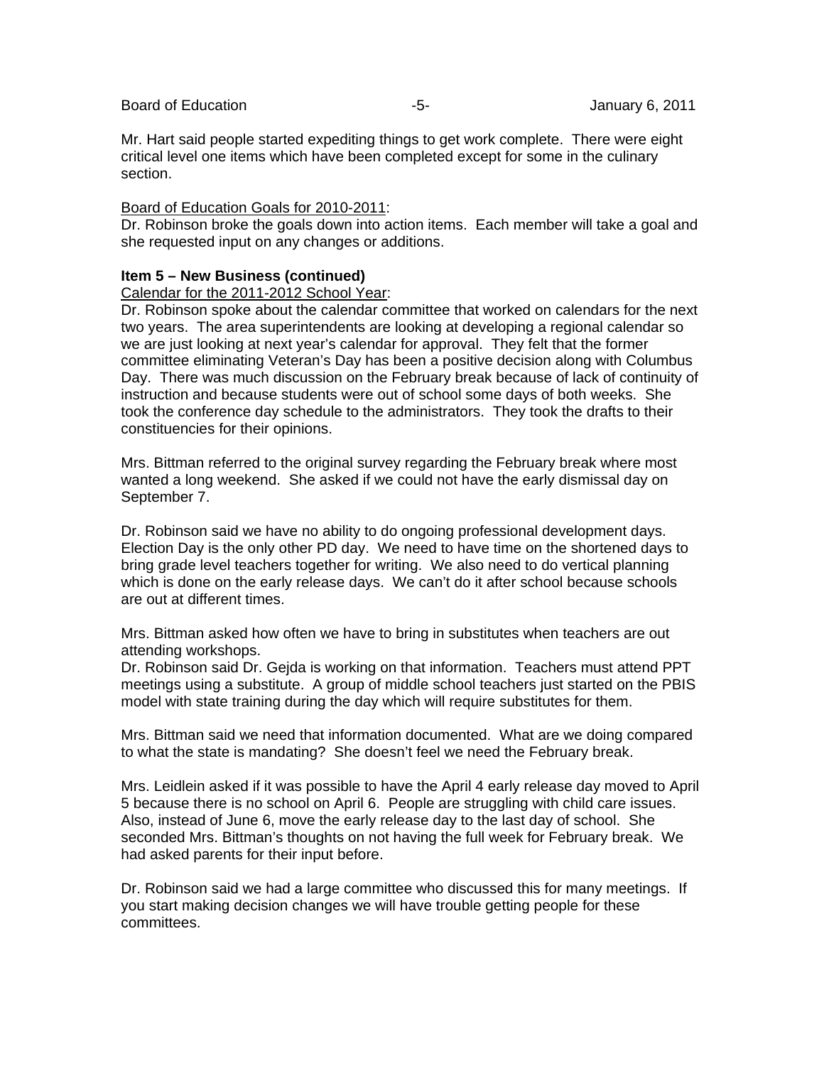Mr. Hart said people started expediting things to get work complete. There were eight critical level one items which have been completed except for some in the culinary section.

Board of Education Goals for 2010-2011:
Dr. Robinson broke the goals down into action items. Each member will take a goal and she requested input on any changes or additions.

**Item 5 – New Business (continued)**

Calendar for the 2011-2012 School Year:
Dr. Robinson spoke about the calendar committee that worked on calendars for the next two years. The area superintendents are looking at developing a regional calendar so we are just looking at next year's calendar for approval. They felt that the former committee eliminating Veteran's Day has been a positive decision along with Columbus Day. There was much discussion on the February break because of lack of continuity of instruction and because students were out of school some days of both weeks. She took the conference day schedule to the administrators. They took the drafts to their constituencies for their opinions.

Mrs. Bittman referred to the original survey regarding the February break where most wanted a long weekend. She asked if we could not have the early dismissal day on September 7.

Dr. Robinson said we have no ability to do ongoing professional development days. Election Day is the only other PD day. We need to have time on the shortened days to bring grade level teachers together for writing. We also need to do vertical planning which is done on the early release days. We can't do it after school because schools are out at different times.

Mrs. Bittman asked how often we have to bring in substitutes when teachers are out attending workshops.
Dr. Robinson said Dr. Gejda is working on that information. Teachers must attend PPT meetings using a substitute. A group of middle school teachers just started on the PBIS model with state training during the day which will require substitutes for them.

Mrs. Bittman said we need that information documented. What are we doing compared to what the state is mandating? She doesn't feel we need the February break.

Mrs. Leidlein asked if it was possible to have the April 4 early release day moved to April 5 because there is no school on April 6. People are struggling with child care issues. Also, instead of June 6, move the early release day to the last day of school. She seconded Mrs. Bittman's thoughts on not having the full week for February break. We had asked parents for their input before.

Dr. Robinson said we had a large committee who discussed this for many meetings. If you start making decision changes we will have trouble getting people for these committees.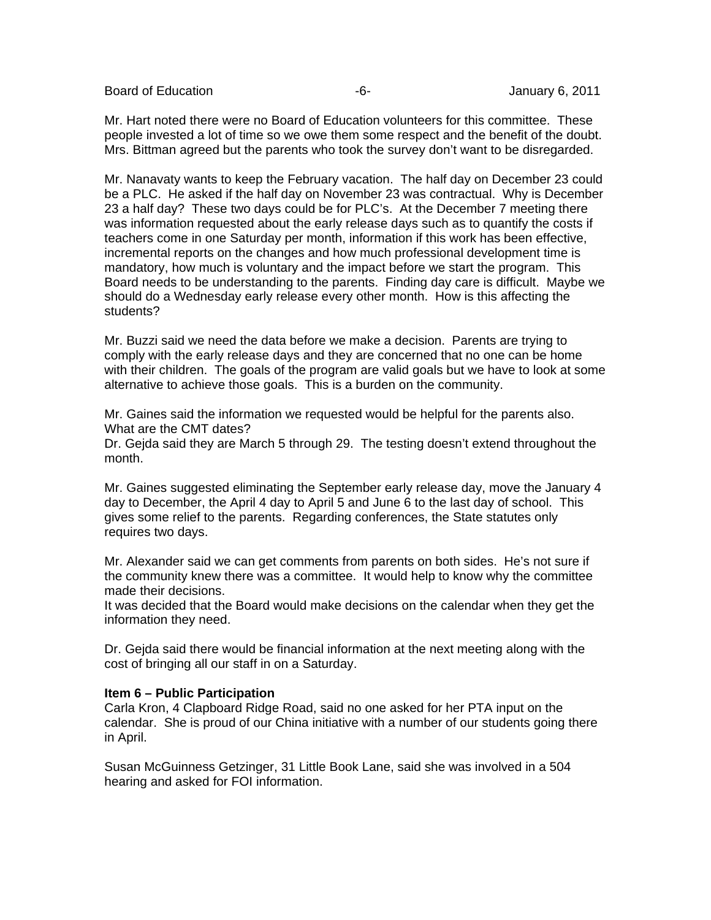Mr. Hart noted there were no Board of Education volunteers for this committee. These people invested a lot of time so we owe them some respect and the benefit of the doubt. Mrs. Bittman agreed but the parents who took the survey don't want to be disregarded.

Mr. Nanavaty wants to keep the February vacation. The half day on December 23 could be a PLC. He asked if the half day on November 23 was contractual. Why is December 23 a half day? These two days could be for PLC's. At the December 7 meeting there was information requested about the early release days such as to quantify the costs if teachers come in one Saturday per month, information if this work has been effective, incremental reports on the changes and how much professional development time is mandatory, how much is voluntary and the impact before we start the program. This Board needs to be understanding to the parents. Finding day care is difficult. Maybe we should do a Wednesday early release every other month. How is this affecting the students?

Mr. Buzzi said we need the data before we make a decision. Parents are trying to comply with the early release days and they are concerned that no one can be home with their children. The goals of the program are valid goals but we have to look at some alternative to achieve those goals. This is a burden on the community.

Mr. Gaines said the information we requested would be helpful for the parents also. What are the CMT dates?
Dr. Gejda said they are March 5 through 29. The testing doesn't extend throughout the month.

Mr. Gaines suggested eliminating the September early release day, move the January 4 day to December, the April 4 day to April 5 and June 6 to the last day of school. This gives some relief to the parents. Regarding conferences, the State statutes only requires two days.

Mr. Alexander said we can get comments from parents on both sides. He's not sure if the community knew there was a committee. It would help to know why the committee made their decisions.
It was decided that the Board would make decisions on the calendar when they get the information they need.

Dr. Gejda said there would be financial information at the next meeting along with the cost of bringing all our staff in on a Saturday.

**Item 6 – Public Participation**
Carla Kron, 4 Clapboard Ridge Road, said no one asked for her PTA input on the calendar. She is proud of our China initiative with a number of our students going there in April.

Susan McGuinness Getzinger, 31 Little Book Lane, said she was involved in a 504 hearing and asked for FOI information.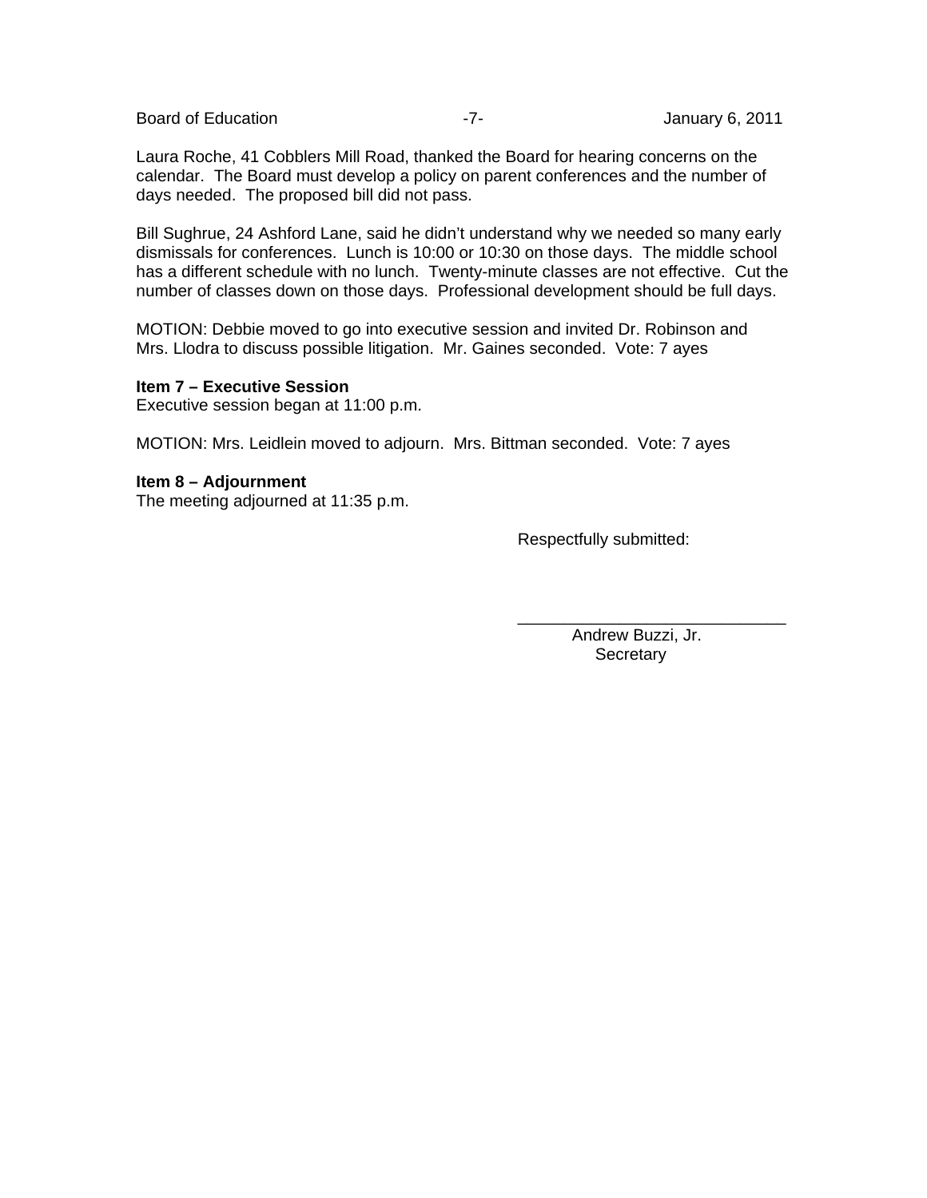Laura Roche, 41 Cobblers Mill Road, thanked the Board for hearing concerns on the calendar. The Board must develop a policy on parent conferences and the number of days needed. The proposed bill did not pass.

Bill Sughrue, 24 Ashford Lane, said he didn't understand why we needed so many early dismissals for conferences. Lunch is 10:00 or 10:30 on those days. The middle school has a different schedule with no lunch. Twenty-minute classes are not effective. Cut the number of classes down on those days. Professional development should be full days.

MOTION: Debbie moved to go into executive session and invited Dr. Robinson and Mrs. Llodra to discuss possible litigation. Mr. Gaines seconded. Vote: 7 ayes

**Item 7 – Executive Session**
Executive session began at 11:00 p.m.

MOTION: Mrs. Leidlein moved to adjourn. Mrs. Bittman seconded. Vote: 7 ayes

**Item 8 – Adjournment**
The meeting adjourned at 11:35 p.m.

Respectfully submitted:

_____________________________
Andrew Buzzi, Jr.
Secretary